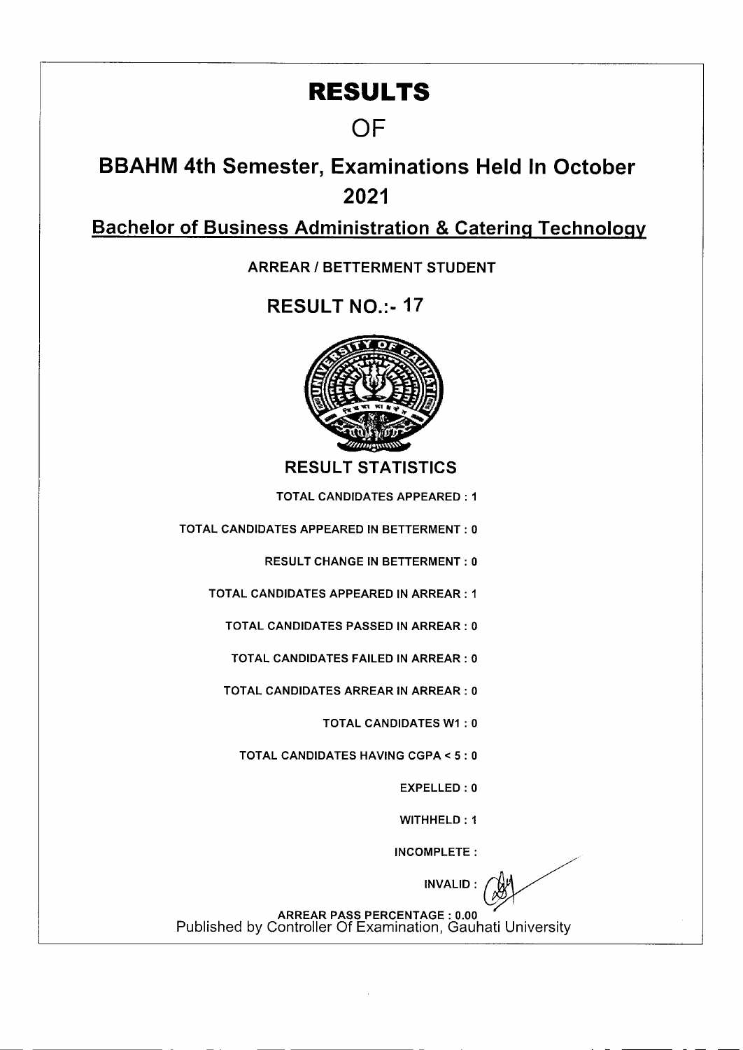# RESULTS

## OF

## BBAHM 4th Semester, Examinations Held In October 2021

## Bachelor of Business Administration & Catering Technology

ARREAR / BETTERMENT STUDENT

## RESULT NO.:- 17

### RESULT STATISTICS

TOTAL CANDIDATES APPEARED : 1

TOTAL CANDIDATES APPEARED IN BETTERMENT : 0

RESULT CHANGE IN BETTERMENT : 0

TOTAL CANDIDATES APPEARED IN ARREAR : 1

TOTAL CANDIDATES PASSED IN ARREAR : 0

TOTAL CANDIDATES FAILED IN ARREAR : 0

TOTAL CANDIDATES ARREAR IN ARREAR : 0

TOTAL CANDIDATES W1 : 0

TOTAL CANDIDATES HAVING CGPA < 5 : 0

EXPELLED : 0

WITHHELD : 1

INCOMPLETE :

INVALID :

ARREAR PASS PERCENTAGE : 0.00

Published by Controller Of Examination, Gauhati University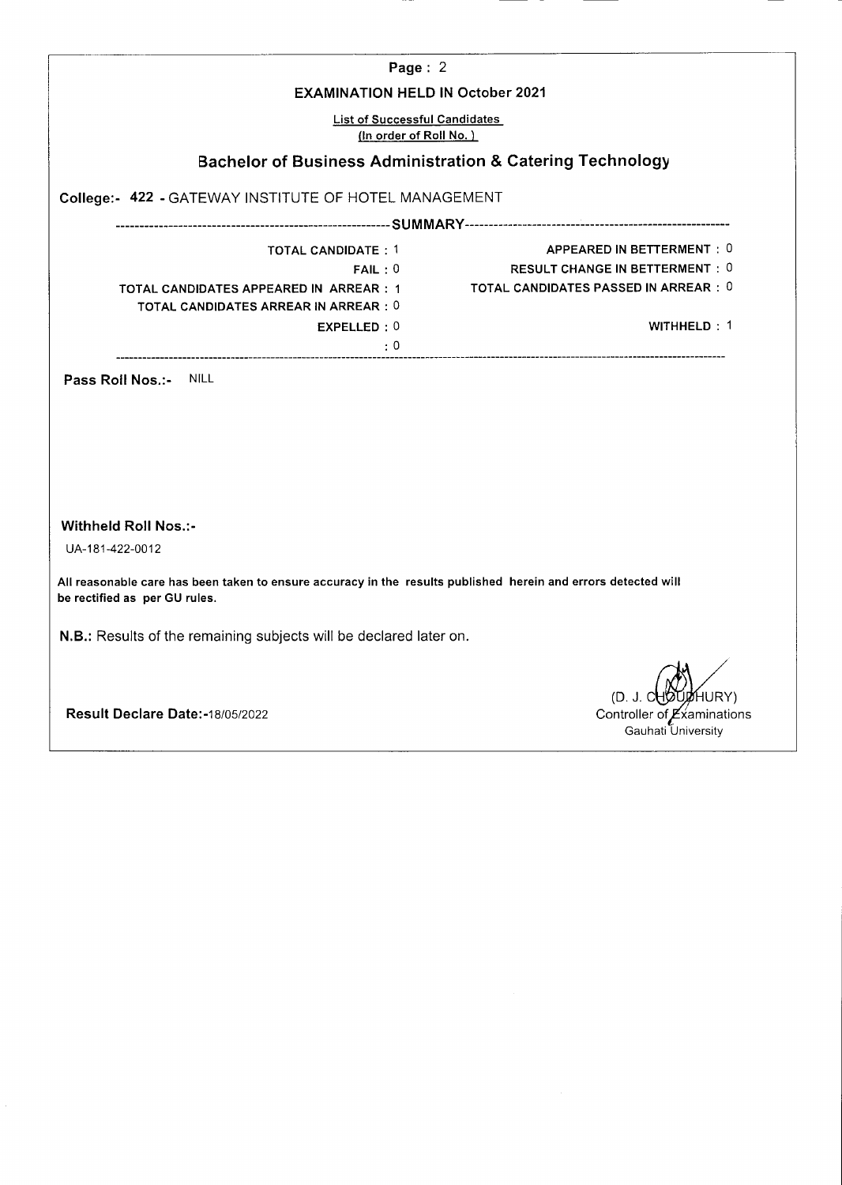**EXAMINATION HELD IN October 2021**

List of Successful Candidates
(In order of Roll No. )

## Bachelor of Business Administration & Catering Technology

**College:- 422** - GATEWAY INSTITUTE OF HOTEL MANAGEMENT

---SUMMARY---

| | | | |
|---|---|---|---|
| TOTAL CANDIDATE : | 1 | APPEARED IN BETTERMENT : | 0 |
| FAIL : | 0 | RESULT CHANGE IN BETTERMENT : | 0 |
| TOTAL CANDIDATES APPEARED IN ARREAR : | 1 | TOTAL CANDIDATES PASSED IN ARREAR : | 0 |
| TOTAL CANDIDATES ARREAR IN ARREAR : | 0 | | |
| EXPELLED : | 0 | WITHHELD : | 1 |
| : | 0 | | |

**Pass Roll Nos.:-** NILL

**Withheld Roll Nos.:-**

UA-181-422-0012

**All reasonable care has been taken to ensure accuracy in the results published herein and errors detected will be rectified as per GU rules.**

**N.B.:** Results of the remaining subjects will be declared later on.

**Result Declare Date:-**18/05/2022

(D. J. CHOUDHURY)
Controller of Examinations
Gauhati University